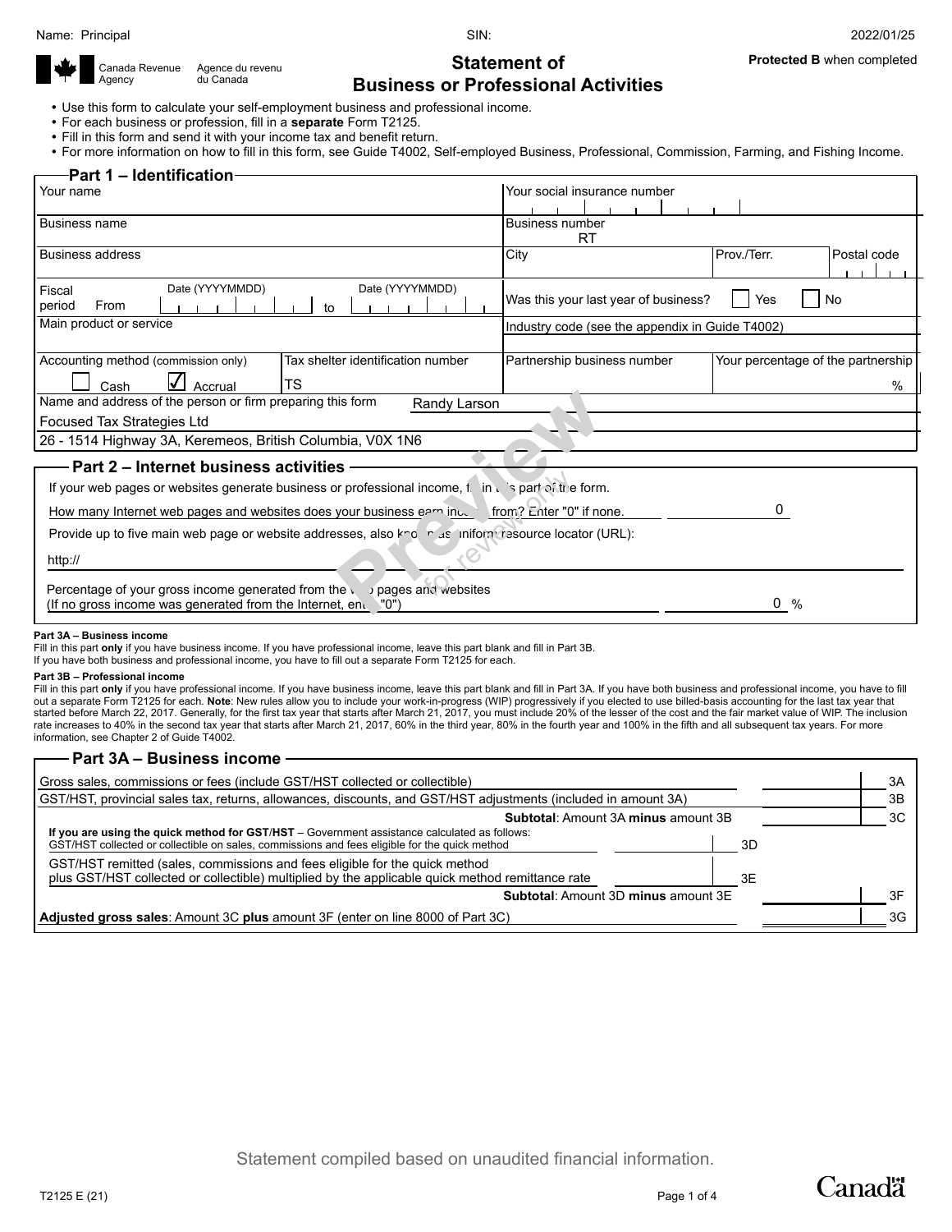Name: Principal SIN: 2022/01/25

Canada Revenue Agency / Agence du revenu du Canada

# Statement of Business or Professional Activities

**Protected B** when completed

- Use this form to calculate your self-employment business and professional income.
- For each business or profession, fill in a **separate** Form T2125.
- Fill in this form and send it with your income tax and benefit return.
- For more information on how to fill in this form, see Guide T4002, Self-employed Business, Professional, Commission, Farming, and Fishing Income.

## Part 1 – Identification

| | | | |
|---|---|---|---|
| Your name | | Your social insurance number | |
| Business name | | Business number RT | |
| Business address | | City | Prov./Terr. / Postal code |
| Fiscal period From Date (YYYYMMDD) to Date (YYYYMMDD) | | Was this your last year of business? ☐ Yes ☐ No | |
| Main product or service | | Industry code (see the appendix in Guide T4002) | |
| Accounting method (commission only) ☐ Cash ☑ Accrual | Tax shelter identification number TS | Partnership business number | Your percentage of the partnership % |

Name and address of the person or firm preparing this form Randy Larson

Focused Tax Strategies Ltd

26 - 1514 Highway 3A, Keremeos, British Columbia, V0X 1N6

## Part 2 – Internet business activities

If your web pages or websites generate business or professional income, fill in this part of the form.

How many Internet web pages and websites does your business earn income from? Enter "0" if none. 0

Provide up to five main web page or website addresses, also known as uniform resource locator (URL):

http://

Percentage of your gross income generated from the web pages and websites (If no gross income was generated from the Internet, enter "0") 0 %

**Part 3A – Business income**

Fill in this part **only** if you have business income. If you have professional income, leave this part blank and fill in Part 3B.
If you have both business and professional income, you have to fill out a separate Form T2125 for each.

**Part 3B – Professional income**

Fill in this part **only** if you have professional income. If you have business income, leave this part blank and fill in Part 3A. If you have both business and professional income, you have to fill out a separate Form T2125 for each. **Note**: New rules allow you to include your work-in-progress (WIP) progressively if you elected to use billed-basis accounting for the last tax year that started before March 22, 2017. Generally, for the first tax year that starts after March 21, 2017, you must include 20% of the lesser of the cost and the fair market value of WIP. The inclusion rate increases to 40% in the second tax year that starts after March 21, 2017, 60% in the third year, 80% in the fourth year and 100% in the fifth and all subsequent tax years. For more information, see Chapter 2 of Guide T4002.

## Part 3A – Business income

| Description | | | Amount | Line |
|---|---|---|---|---|
| Gross sales, commissions or fees (include GST/HST collected or collectible) | | | | 3A |
| GST/HST, provincial sales tax, returns, allowances, discounts, and GST/HST adjustments (included in amount 3A) | | | | 3B |
| **Subtotal**: Amount 3A **minus** amount 3B | | | | 3C |
| **If you are using the quick method for GST/HST** – Government assistance calculated as follows: GST/HST collected or collectible on sales, commissions and fees eligible for the quick method | | 3D | | |
| GST/HST remitted (sales, commissions and fees eligible for the quick method plus GST/HST collected or collectible) multiplied by the applicable quick method remittance rate | | 3E | | |
| **Subtotal**: Amount 3D **minus** amount 3E | | | | 3F |
| **Adjusted gross sales**: Amount 3C **plus** amount 3F (enter on line 8000 of Part 3C) | | | | 3G |

Statement compiled based on unaudited financial information.

T2125 E (21)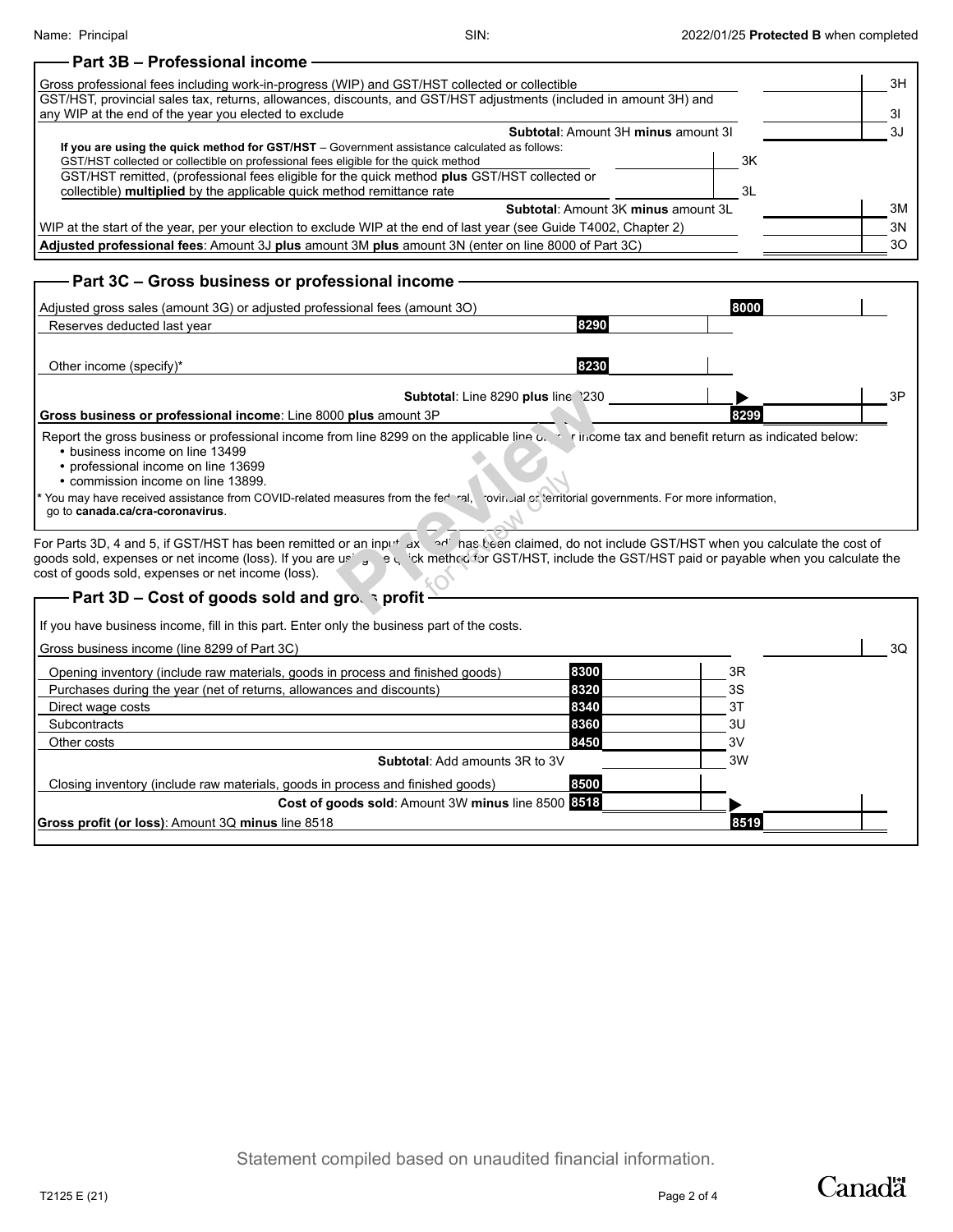Name: Principal SIN: 2022/01/25 **Protected B** when completed

## Part 3B – Professional income

| | | | |
|---|---|---|---|
| Gross professional fees including work-in-progress (WIP) and GST/HST collected or collectible | | | 3H |
| GST/HST, provincial sales tax, returns, allowances, discounts, and GST/HST adjustments (included in amount 3H) and any WIP at the end of the year you elected to exclude | | | 3I |
| **Subtotal**: Amount 3H **minus** amount 3I | | | 3J |
| **If you are using the quick method for GST/HST** – Government assistance calculated as follows: GST/HST collected or collectible on professional fees eligible for the quick method | | 3K | |
| GST/HST remitted, (professional fees eligible for the quick method **plus** GST/HST collected or collectible) **multiplied** by the applicable quick method remittance rate | | 3L | |
| **Subtotal**: Amount 3K **minus** amount 3L | | | 3M |
| WIP at the start of the year, per your election to exclude WIP at the end of last year (see Guide T4002, Chapter 2) | | | 3N |
| **Adjusted professional fees**: Amount 3J **plus** amount 3M **plus** amount 3N (enter on line 8000 of Part 3C) | | | 3O |

## Part 3C – Gross business or professional income

| | | | |
|---|---|---|---|
| Adjusted gross sales (amount 3G) or adjusted professional fees (amount 3O) | | 8000 | |
| Reserves deducted last year | 8290 | | |
| Other income (specify)* | 8230 | | |
| **Subtotal**: Line 8290 **plus** line 8230 | | ▶ | 3P |
| **Gross business or professional income**: Line 8000 **plus** amount 3P | | 8299 | |

Report the gross business or professional income from line 8299 on the applicable line of your income tax and benefit return as indicated below:

- business income on line 13499
- professional income on line 13699
- commission income on line 13899.

\* You may have received assistance from COVID-related measures from the federal, provincial or territorial governments. For more information, go to **canada.ca/cra-coronavirus**.

For Parts 3D, 4 and 5, if GST/HST has been remitted or an input tax credit has been claimed, do not include GST/HST when you calculate the cost of goods sold, expenses or net income (loss). If you are using the quick method for GST/HST, include the GST/HST paid or payable when you calculate the cost of goods sold, expenses or net income (loss).

## Part 3D – Cost of goods sold and gross profit

If you have business income, fill in this part. Enter only the business part of the costs.

| | | | | |
|---|---|---|---|---|
| Gross business income (line 8299 of Part 3C) | | | | 3Q |
| Opening inventory (include raw materials, goods in process and finished goods) | 8300 | | 3R | |
| Purchases during the year (net of returns, allowances and discounts) | 8320 | | 3S | |
| Direct wage costs | 8340 | | 3T | |
| Subcontracts | 8360 | | 3U | |
| Other costs | 8450 | | 3V | |
| **Subtotal**: Add amounts 3R to 3V | | | 3W | |
| Closing inventory (include raw materials, goods in process and finished goods) | 8500 | | | |
| **Cost of goods sold**: Amount 3W **minus** line 8500 | 8518 | | ▶ | |
| **Gross profit (or loss)**: Amount 3Q **minus** line 8518 | | | 8519 | |

Statement compiled based on unaudited financial information.

T2125 E (21)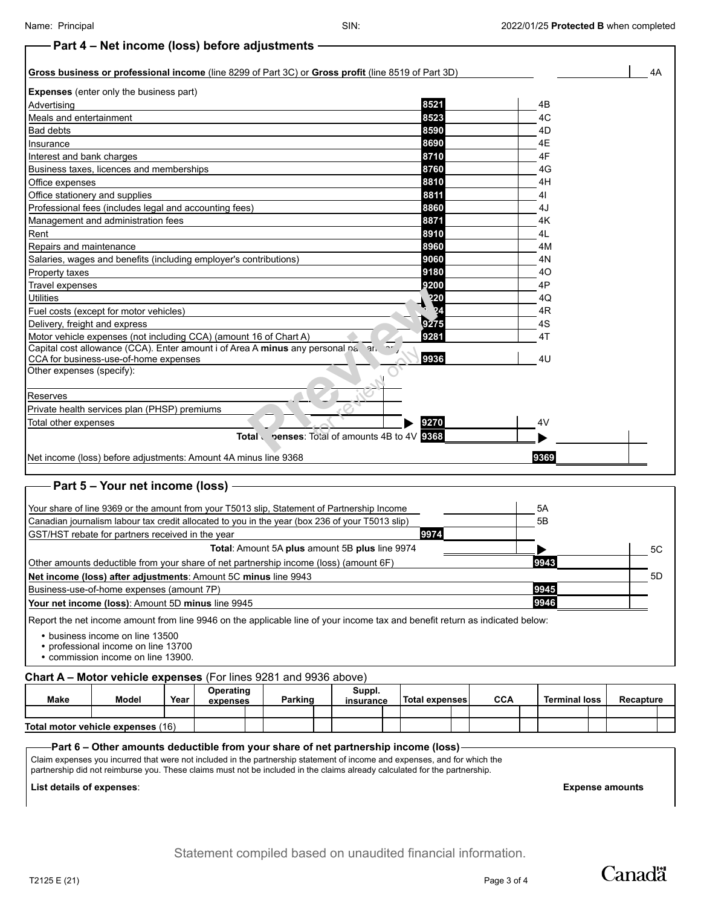Name: Principal SIN: 2022/01/25 **Protected B** when completed

## Part 4 – Net income (loss) before adjustments

| | | | | |
|---|---|---|---|---|
| **Gross business or professional income** (line 8299 of Part 3C) or **Gross profit** (line 8519 of Part 3D) | | | | 4A |
| **Expenses** (enter only the business part) | | | | |
| Advertising | 8521 | | 4B | |
| Meals and entertainment | 8523 | | 4C | |
| Bad debts | 8590 | | 4D | |
| Insurance | 8690 | | 4E | |
| Interest and bank charges | 8710 | | 4F | |
| Business taxes, licences and memberships | 8760 | | 4G | |
| Office expenses | 8810 | | 4H | |
| Office stationery and supplies | 8811 | | 4I | |
| Professional fees (includes legal and accounting fees) | 8860 | | 4J | |
| Management and administration fees | 8871 | | 4K | |
| Rent | 8910 | | 4L | |
| Repairs and maintenance | 8960 | | 4M | |
| Salaries, wages and benefits (including employer's contributions) | 9060 | | 4N | |
| Property taxes | 9180 | | 4O | |
| Travel expenses | 9200 | | 4P | |
| Utilities | 9220 | | 4Q | |
| Fuel costs (except for motor vehicles) | 9224 | | 4R | |
| Delivery, freight and express | 9275 | | 4S | |
| Motor vehicle expenses (not including CCA) (amount 16 of Chart A) | 9281 | | 4T | |
| Capital cost allowance (CCA). Enter amount i of Area A **minus** any personal part and any CCA for business-use-of-home expenses | 9936 | | 4U | |
| Other expenses (specify): | | | | |
| | | | | |
| Reserves | | | | |
| Private health services plan (PHSP) premiums | | | | |
| Total other expenses | 9270 | | 4V | |
| **Total expenses**: Total of amounts 4B to 4V | 9368 | | ▶ | |
| Net income (loss) before adjustments: Amount 4A minus line 9368 | | | 9369 | |

## Part 5 – Your net income (loss)

| | | | | |
|---|---|---|---|---|
| Your share of line 9369 or the amount from your T5013 slip, Statement of Partnership Income | | | 5A | |
| Canadian journalism labour tax credit allocated to you in the year (box 236 of your T5013 slip) | | | 5B | |
| GST/HST rebate for partners received in the year | 9974 | | | |
| **Total**: Amount 5A **plus** amount 5B **plus** line 9974 | | | ▶ | 5C |
| Other amounts deductible from your share of net partnership income (loss) (amount 6F) | | | 9943 | |
| **Net income (loss) after adjustments**: Amount 5C **minus** line 9943 | | | | 5D |
| Business-use-of-home expenses (amount 7P) | | | 9945 | |
| **Your net income (loss)**: Amount 5D **minus** line 9945 | | | 9946 | |

Report the net income amount from line 9946 on the applicable line of your income tax and benefit return as indicated below:

- business income on line 13500
- professional income on line 13700
- commission income on line 13900.

### Chart A – Motor vehicle expenses (For lines 9281 and 9936 above)

| Make | Model | Year | Operating expenses | Parking | Suppl. insurance | Total expenses | CCA | Terminal loss | Recapture |
|---|---|---|---|---|---|---|---|---|---|
| | | | | | | | | | |
| Total motor vehicle expenses (16) | | | | | | | | | |

## Part 6 – Other amounts deductible from your share of net partnership income (loss)

Claim expenses you incurred that were not included in the partnership statement of income and expenses, and for which the partnership did not reimburse you. These claims must not be included in the claims already calculated for the partnership.

**List details of expenses**: **Expense amounts**

Statement compiled based on unaudited financial information.

T2125 E (21)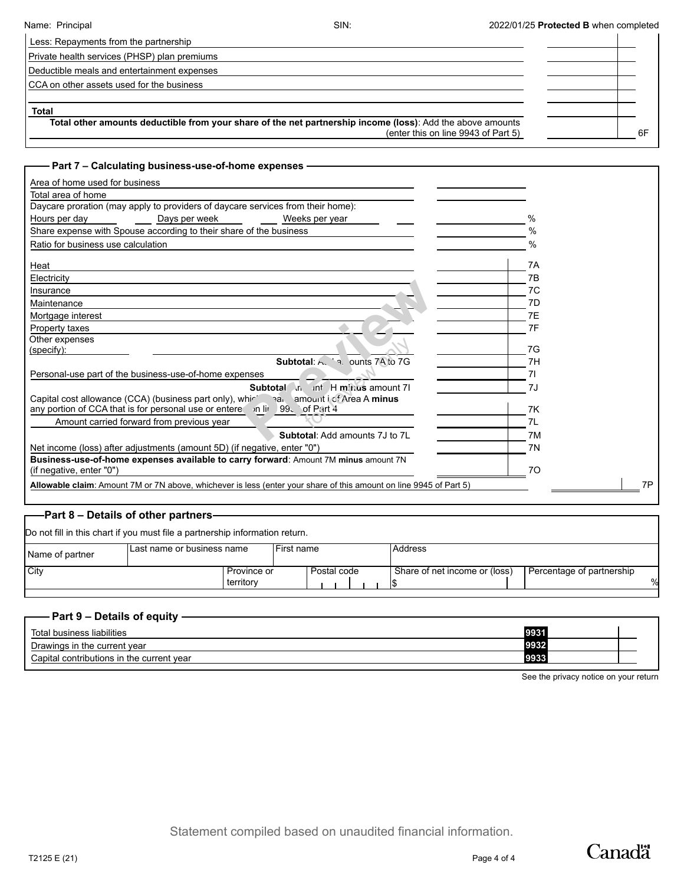| | | |
|---|---|---|
| Less: Repayments from the partnership | | |
| Private health services (PHSP) plan premiums | | |
| Deductible meals and entertainment expenses | | |
| CCA on other assets used for the business | | |
| | | |
| **Total** | | |
| **Total other amounts deductible from your share of the net partnership income (loss)**: Add the above amounts (enter this on line 9943 of Part 5) | | 6F |

## Part 7 – Calculating business-use-of-home expenses

| | | | |
|---|---|---|---|
| Area of home used for business | | | |
| Total area of home | | | |
| Daycare proration (may apply to providers of daycare services from their home): Hours per day ____ Days per week ____ Weeks per year ____ | | % | |
| Share expense with Spouse according to their share of the business | | % | |
| Ratio for business use calculation | | % | |
| Heat | | 7A | |
| Electricity | | 7B | |
| Insurance | | 7C | |
| Maintenance | | 7D | |
| Mortgage interest | | 7E | |
| Property taxes | | 7F | |
| Other expenses (specify): | | 7G | |
| **Subtotal**: Add amounts 7A to 7G | | 7H | |
| Personal-use part of the business-use-of-home expenses | | 7I | |
| **Subtotal**: Amount H **minus** amount 7I | | 7J | |
| Capital cost allowance (CCA) (business part only), which is the amount i of Area A **minus** any portion of CCA that is for personal use or entered on line 9936 of Part 4 | | 7K | |
| Amount carried forward from previous year | | 7L | |
| **Subtotal**: Add amounts 7J to 7L | | 7M | |
| Net income (loss) after adjustments (amount 5D) (if negative, enter "0") | | 7N | |
| **Business-use-of-home expenses available to carry forward**: Amount 7M **minus** amount 7N (if negative, enter "0") | | 7O | |
| **Allowable claim**: Amount 7M or 7N above, whichever is less (enter your share of this amount on line 9945 of Part 5) | | | 7P |

## Part 8 – Details of other partners

Do not fill in this chart if you must file a partnership information return.

| Name of partner | Last name or business name | First name | Address | |
|---|---|---|---|---|
| City | Province or territory | Postal code | Share of net income or (loss) $ | Percentage of partnership % |

## Part 9 – Details of equity

| | | |
|---|---|---|
| Total business liabilities | 9931 | |
| Drawings in the current year | 9932 | |
| Capital contributions in the current year | 9933 | |

See the privacy notice on your return

Statement compiled based on unaudited financial information.